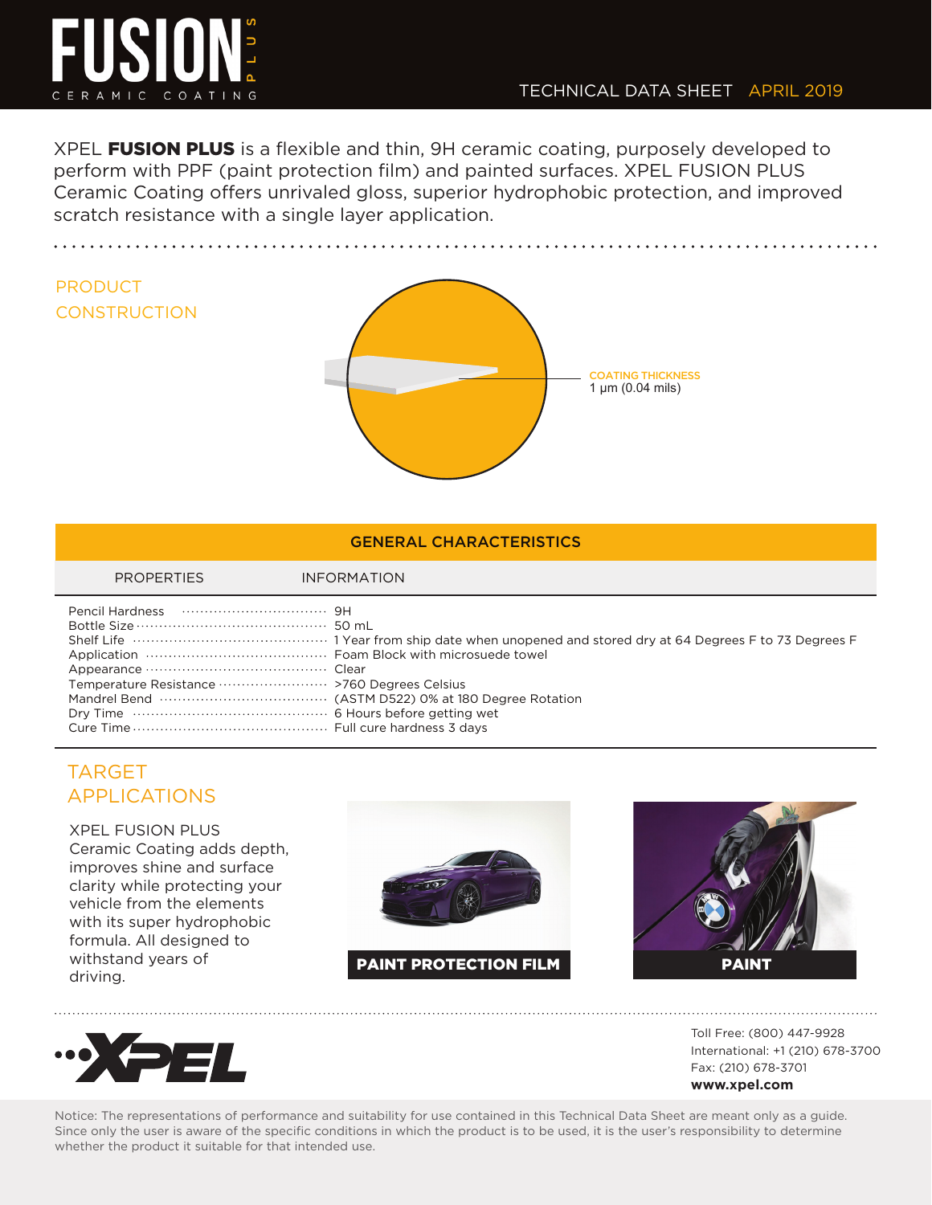# FUSION PLUS

CERAMIC COATING

TECHNICAL DATA SHEET APRIL 2019

XPEL **FUSION PLUS** is a flexible and thin, 9H ceramic coating, purposely developed to perform with PPF (paint protection film) and painted surfaces. XPEL FUSION PLUS Ceramic Coating offers unrivaled gloss, superior hydrophobic protection, and improved scratch resistance with a single layer application.

## PRODUCT CONSTRUCTION

COATING THICKNESS
1 µm (0.04 mils)

## GENERAL CHARACTERISTICS

| PROPERTIES | INFORMATION |
|---|---|
| Pencil Hardness | 9H |
| Bottle Size | 50 mL |
| Shelf Life | 1 Year from ship date when unopened and stored dry at 64 Degrees F to 73 Degrees F |
| Application | Foam Block with microsuede towel |
| Appearance | Clear |
| Temperature Resistance | >760 Degrees Celsius |
| Mandrel Bend | (ASTM D522) 0% at 180 Degree Rotation |
| Dry Time | 6 Hours before getting wet |
| Cure Time | Full cure hardness 3 days |

## TARGET APPLICATIONS

XPEL FUSION PLUS Ceramic Coating adds depth, improves shine and surface clarity while protecting your vehicle from the elements with its super hydrophobic formula. All designed to withstand years of driving.

**PAINT PROTECTION FILM**

**PAINT**

XPEL

Toll Free: (800) 447-9928
International: +1 (210) 678-3700
Fax: (210) 678-3701
**www.xpel.com**

Notice: The representations of performance and suitability for use contained in this Technical Data Sheet are meant only as a guide. Since only the user is aware of the specific conditions in which the product is to be used, it is the user's responsibility to determine whether the product it suitable for that intended use.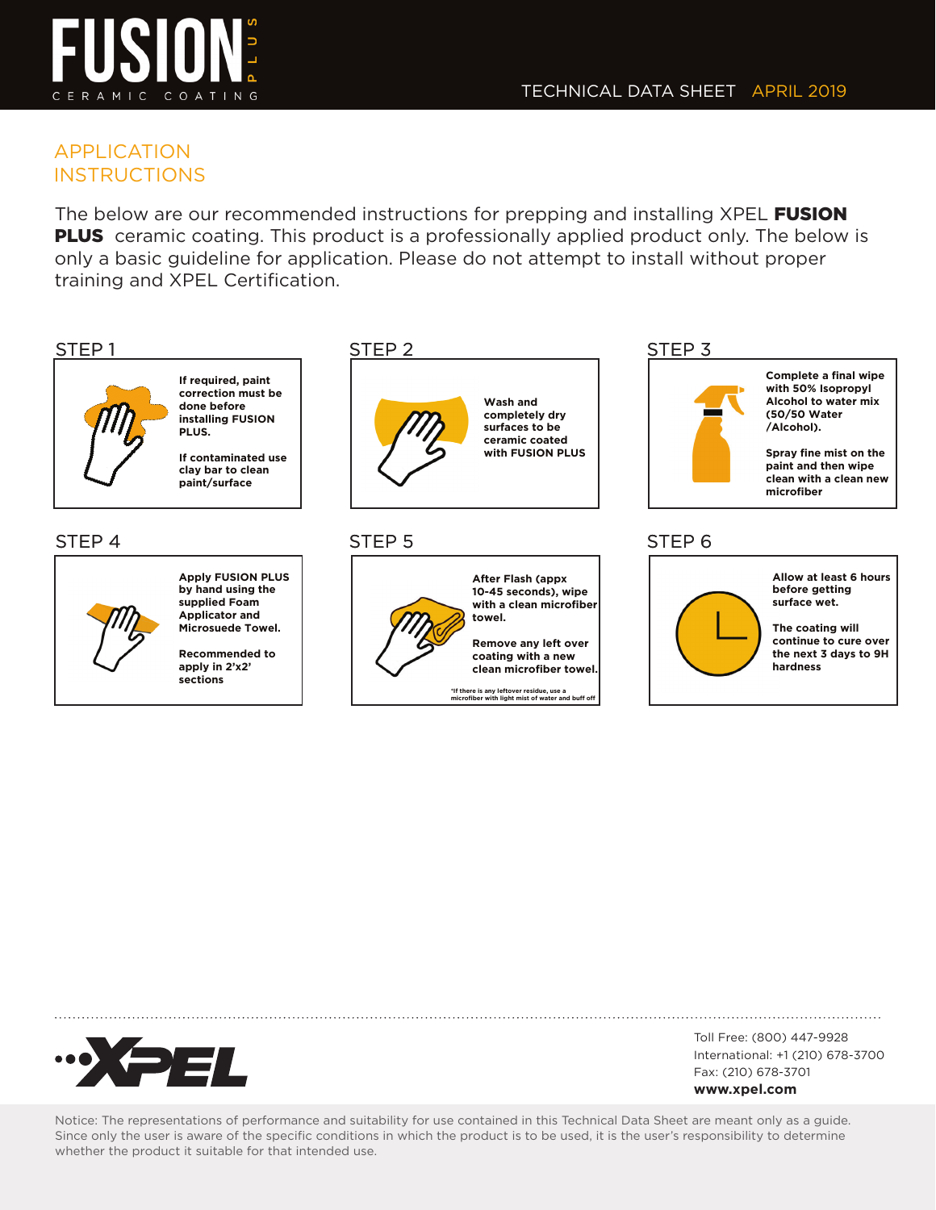# APPLICATION INSTRUCTIONS

The below are our recommended instructions for prepping and installing XPEL **FUSION PLUS** ceramic coating. This product is a professionally applied product only. The below is only a basic guideline for application. Please do not attempt to install without proper training and XPEL Certification.

## STEP 1

**If required, paint correction must be done before installing FUSION PLUS.**

**If contaminated use clay bar to clean paint/surface**

## STEP 2

**Wash and completely dry surfaces to be ceramic coated with FUSION PLUS**

## STEP 3

**Complete a final wipe with 50% Isopropyl Alcohol to water mix (50/50 Water /Alcohol).**

**Spray fine mist on the paint and then wipe clean with a clean new microfiber**

## STEP 4

**Apply FUSION PLUS by hand using the supplied Foam Applicator and Microsuede Towel.**

**Recommended to apply in 2'x2' sections**

## STEP 5

**After Flash (appx 10-45 seconds), wipe with a clean microfiber towel.**

**Remove any left over coating with a new clean microfiber towel.**

*If there is any leftover residue, use a microfiber with light mist of water and buff off

## STEP 6

**Allow at least 6 hours before getting surface wet.**

**The coating will continue to cure over the next 3 days to 9H hardness**

Toll Free: (800) 447-9928
International: +1 (210) 678-3700
Fax: (210) 678-3701
**www.xpel.com**

Notice: The representations of performance and suitability for use contained in this Technical Data Sheet are meant only as a guide. Since only the user is aware of the specific conditions in which the product is to be used, it is the user's responsibility to determine whether the product it suitable for that intended use.